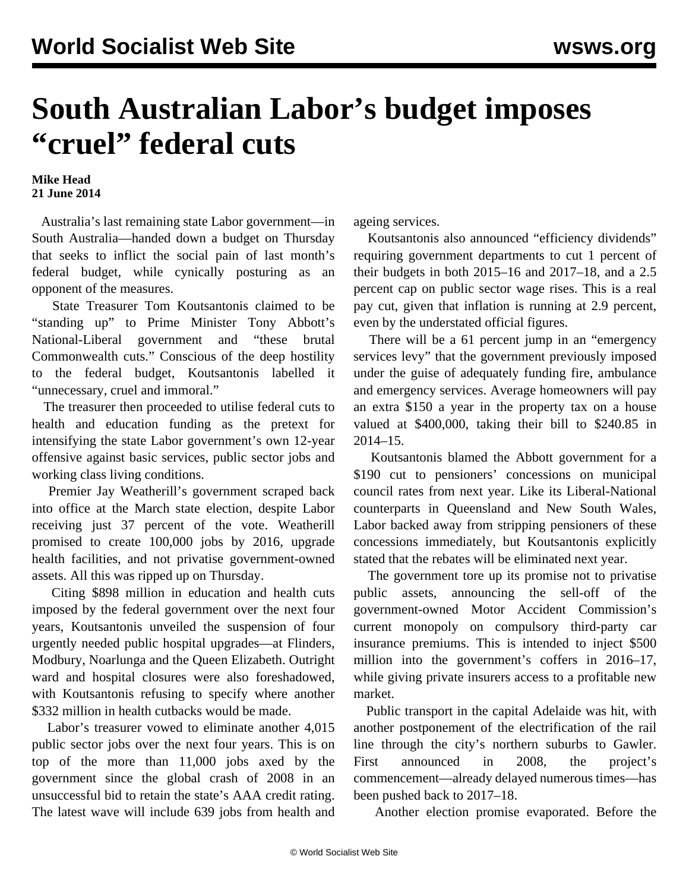# South Australian Labor's budget imposes "cruel" federal cuts

**Mike Head**
**21 June 2014**

Australia's last remaining state Labor government—in South Australia—handed down a budget on Thursday that seeks to inflict the social pain of last month's federal budget, while cynically posturing as an opponent of the measures.

State Treasurer Tom Koutsantonis claimed to be "standing up" to Prime Minister Tony Abbott's National-Liberal government and "these brutal Commonwealth cuts." Conscious of the deep hostility to the federal budget, Koutsantonis labelled it "unnecessary, cruel and immoral."

The treasurer then proceeded to utilise federal cuts to health and education funding as the pretext for intensifying the state Labor government's own 12-year offensive against basic services, public sector jobs and working class living conditions.

Premier Jay Weatherill's government scraped back into office at the March state election, despite Labor receiving just 37 percent of the vote. Weatherill promised to create 100,000 jobs by 2016, upgrade health facilities, and not privatise government-owned assets. All this was ripped up on Thursday.

Citing $898 million in education and health cuts imposed by the federal government over the next four years, Koutsantonis unveiled the suspension of four urgently needed public hospital upgrades—at Flinders, Modbury, Noarlunga and the Queen Elizabeth. Outright ward and hospital closures were also foreshadowed, with Koutsantonis refusing to specify where another $332 million in health cutbacks would be made.

Labor's treasurer vowed to eliminate another 4,015 public sector jobs over the next four years. This is on top of the more than 11,000 jobs axed by the government since the global crash of 2008 in an unsuccessful bid to retain the state's AAA credit rating. The latest wave will include 639 jobs from health and ageing services.

Koutsantonis also announced "efficiency dividends" requiring government departments to cut 1 percent of their budgets in both 2015–16 and 2017–18, and a 2.5 percent cap on public sector wage rises. This is a real pay cut, given that inflation is running at 2.9 percent, even by the understated official figures.

There will be a 61 percent jump in an "emergency services levy" that the government previously imposed under the guise of adequately funding fire, ambulance and emergency services. Average homeowners will pay an extra $150 a year in the property tax on a house valued at $400,000, taking their bill to $240.85 in 2014–15.

Koutsantonis blamed the Abbott government for a $190 cut to pensioners' concessions on municipal council rates from next year. Like its Liberal-National counterparts in Queensland and New South Wales, Labor backed away from stripping pensioners of these concessions immediately, but Koutsantonis explicitly stated that the rebates will be eliminated next year.

The government tore up its promise not to privatise public assets, announcing the sell-off of the government-owned Motor Accident Commission's current monopoly on compulsory third-party car insurance premiums. This is intended to inject $500 million into the government's coffers in 2016–17, while giving private insurers access to a profitable new market.

Public transport in the capital Adelaide was hit, with another postponement of the electrification of the rail line through the city's northern suburbs to Gawler. First announced in 2008, the project's commencement—already delayed numerous times—has been pushed back to 2017–18.

Another election promise evaporated. Before the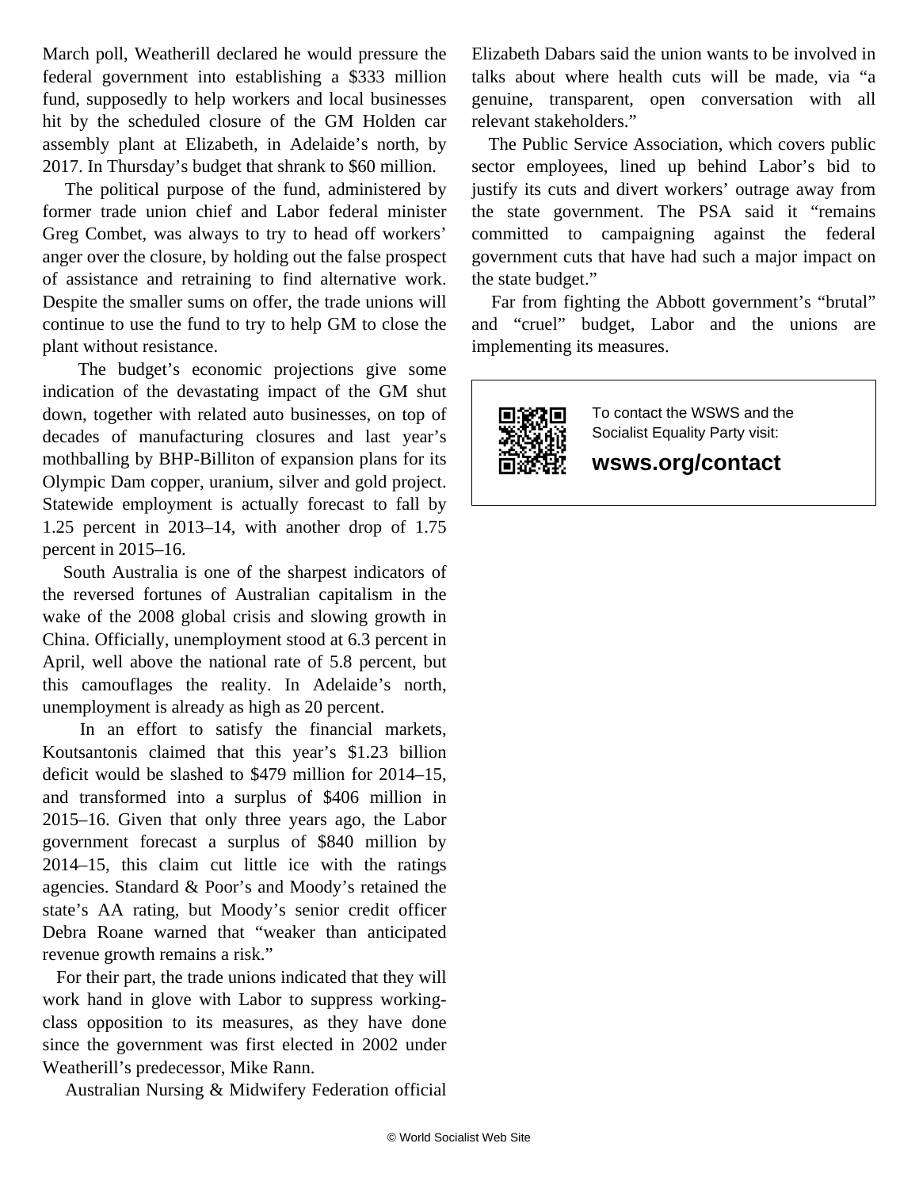March poll, Weatherill declared he would pressure the federal government into establishing a $333 million fund, supposedly to help workers and local businesses hit by the scheduled closure of the GM Holden car assembly plant at Elizabeth, in Adelaide's north, by 2017. In Thursday's budget that shrank to $60 million.

The political purpose of the fund, administered by former trade union chief and Labor federal minister Greg Combet, was always to try to head off workers' anger over the closure, by holding out the false prospect of assistance and retraining to find alternative work. Despite the smaller sums on offer, the trade unions will continue to use the fund to try to help GM to close the plant without resistance.

The budget's economic projections give some indication of the devastating impact of the GM shut down, together with related auto businesses, on top of decades of manufacturing closures and last year's mothballing by BHP-Billiton of expansion plans for its Olympic Dam copper, uranium, silver and gold project. Statewide employment is actually forecast to fall by 1.25 percent in 2013–14, with another drop of 1.75 percent in 2015–16.

South Australia is one of the sharpest indicators of the reversed fortunes of Australian capitalism in the wake of the 2008 global crisis and slowing growth in China. Officially, unemployment stood at 6.3 percent in April, well above the national rate of 5.8 percent, but this camouflages the reality. In Adelaide's north, unemployment is already as high as 20 percent.

In an effort to satisfy the financial markets, Koutsantonis claimed that this year's $1.23 billion deficit would be slashed to $479 million for 2014–15, and transformed into a surplus of $406 million in 2015–16. Given that only three years ago, the Labor government forecast a surplus of $840 million by 2014–15, this claim cut little ice with the ratings agencies. Standard & Poor's and Moody's retained the state's AA rating, but Moody's senior credit officer Debra Roane warned that "weaker than anticipated revenue growth remains a risk."

For their part, the trade unions indicated that they will work hand in glove with Labor to suppress working-class opposition to its measures, as they have done since the government was first elected in 2002 under Weatherill's predecessor, Mike Rann.

Australian Nursing & Midwifery Federation official Elizabeth Dabars said the union wants to be involved in talks about where health cuts will be made, via "a genuine, transparent, open conversation with all relevant stakeholders."

The Public Service Association, which covers public sector employees, lined up behind Labor's bid to justify its cuts and divert workers' outrage away from the state government. The PSA said it "remains committed to campaigning against the federal government cuts that have had such a major impact on the state budget."

Far from fighting the Abbott government's "brutal" and "cruel" budget, Labor and the unions are implementing its measures.

To contact the WSWS and the Socialist Equality Party visit:

**wsws.org/contact**